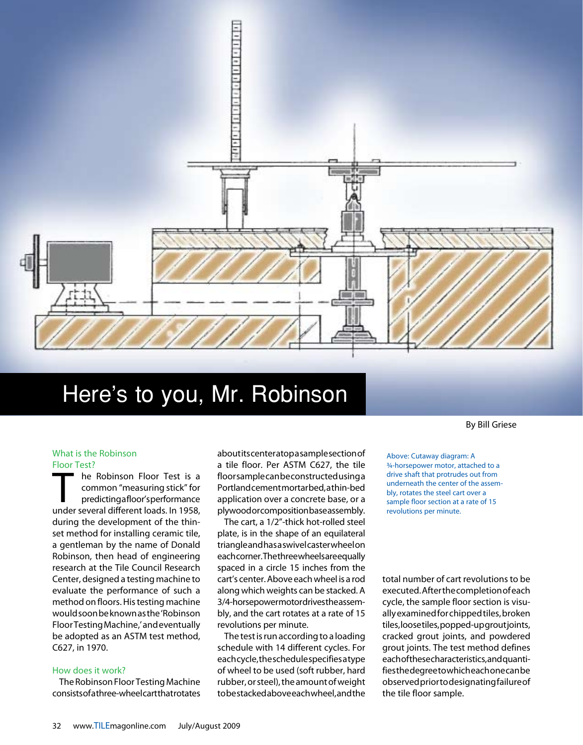# Here's to you, Mr. Robinson

By Bill Griese

Above: Cutaway diagram: A ¾-horsepower motor, attached to a drive shaft that protrudes out from underneath the center of the assembly, rotates the steel cart over a sample floor section at a rate of 15 revolutions per minute.

## What is the Robinson Floor Test?

The Robinson Floor Test is a common "measuring stick" for predicting a floor's performance under several different loads. In 1958, during the development of the thin-set method for installing ceramic tile, a gentleman by the name of Donald Robinson, then head of engineering research at the Tile Council Research Center, designed a testing machine to evaluate the performance of such a method on floors. His testing machine would soon be known as the 'Robinson Floor Testing Machine,' and eventually be adopted as an ASTM test method, C627, in 1970.

## How does it work?

The Robinson Floor Testing Machine consists of a three-wheel cart that rotates about its center atop a sample section of a tile floor. Per ASTM C627, the tile floor sample can be constructed using a Portland cement mortar bed, a thin-bed application over a concrete base, or a plywood or composition base assembly.

The cart, a 1/2"-thick hot-rolled steel plate, is in the shape of an equilateral triangle and has a swivel caster wheel on each corner. The three wheels are equally spaced in a circle 15 inches from the cart's center. Above each wheel is a rod along which weights can be stacked. A 3/4-horsepower motor drives the assembly, and the cart rotates at a rate of 15 revolutions per minute.

The test is run according to a loading schedule with 14 different cycles. For each cycle, the schedule specifies a type of wheel to be used (soft rubber, hard rubber, or steel), the amount of weight to be stacked above each wheel, and the total number of cart revolutions to be executed. After the completion of each cycle, the sample floor section is visually examined for chipped tiles, broken tiles, loose tiles, popped-up grout joints, cracked grout joints, and powdered grout joints. The test method defines each of these characteristics, and quantifies the degree to which each one can be observed prior to designating failure of the tile floor sample.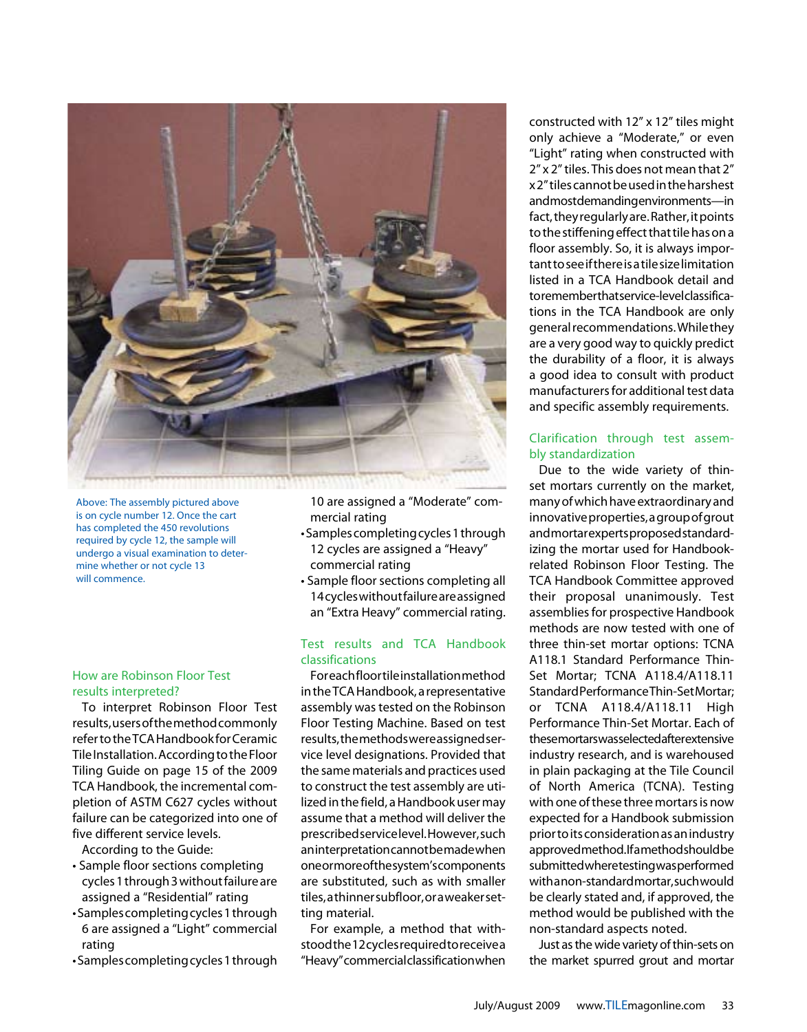Above: The assembly pictured above is on cycle number 12. Once the cart has completed the 450 revolutions required by cycle 12, the sample will undergo a visual examination to determine whether or not cycle 13 will commence.

### How are Robinson Floor Test results interpreted?

To interpret Robinson Floor Test results, users of the method commonly refer to the TCA Handbook for Ceramic Tile Installation. According to the Floor Tiling Guide on page 15 of the 2009 TCA Handbook, the incremental completion of ASTM C627 cycles without failure can be categorized into one of five different service levels.

According to the Guide:

- Sample floor sections completing cycles 1 through 3 without failure are assigned a "Residential" rating
- Samples completing cycles 1 through 6 are assigned a "Light" commercial rating
- Samples completing cycles 1 through 10 are assigned a "Moderate" commercial rating
- Samples completing cycles 1 through 12 cycles are assigned a "Heavy" commercial rating
- Sample floor sections completing all 14 cycles without failure are assigned an "Extra Heavy" commercial rating.

### Test results and TCA Handbook classifications

For each floor tile installation method in the TCA Handbook, a representative assembly was tested on the Robinson Floor Testing Machine. Based on test results, the methods were assigned service level designations. Provided that the same materials and practices used to construct the test assembly are utilized in the field, a Handbook user may assume that a method will deliver the prescribed service level. However, such an interpretation cannot be made when one or more of the system's components are substituted, such as with smaller tiles, a thinner subfloor, or a weaker setting material.

For example, a method that withstood the 12 cycles required to receive a "Heavy" commercial classification when constructed with 12" x 12" tiles might only achieve a "Moderate," or even "Light" rating when constructed with 2" x 2" tiles. This does not mean that 2" x 2" tiles cannot be used in the harshest and most demanding environments—in fact, they regularly are. Rather, it points to the stiffening effect that tile has on a floor assembly. So, it is always important to see if there is a tile size limitation listed in a TCA Handbook detail and to remember that service-level classifications in the TCA Handbook are only general recommendations. While they are a very good way to quickly predict the durability of a floor, it is always a good idea to consult with product manufacturers for additional test data and specific assembly requirements.

### Clarification through test assembly standardization

Due to the wide variety of thin-set mortars currently on the market, many of which have extraordinary and innovative properties, a group of grout and mortar experts proposed standardizing the mortar used for Handbook-related Robinson Floor Testing. The TCA Handbook Committee approved their proposal unanimously. Test assemblies for prospective Handbook methods are now tested with one of three thin-set mortar options: TCNA A118.1 Standard Performance Thin-Set Mortar; TCNA A118.4/A118.11 Standard Performance Thin-Set Mortar; or TCNA A118.4/A118.11 High Performance Thin-Set Mortar. Each of these mortars was selected after extensive industry research, and is warehoused in plain packaging at the Tile Council of North America (TCNA). Testing with one of these three mortars is now expected for a Handbook submission prior to its consideration as an industry approved method. If a method should be submitted where testing was performed with a non-standard mortar, such would be clearly stated and, if approved, the method would be published with the non-standard aspects noted.

Just as the wide variety of thin-sets on the market spurred grout and mortar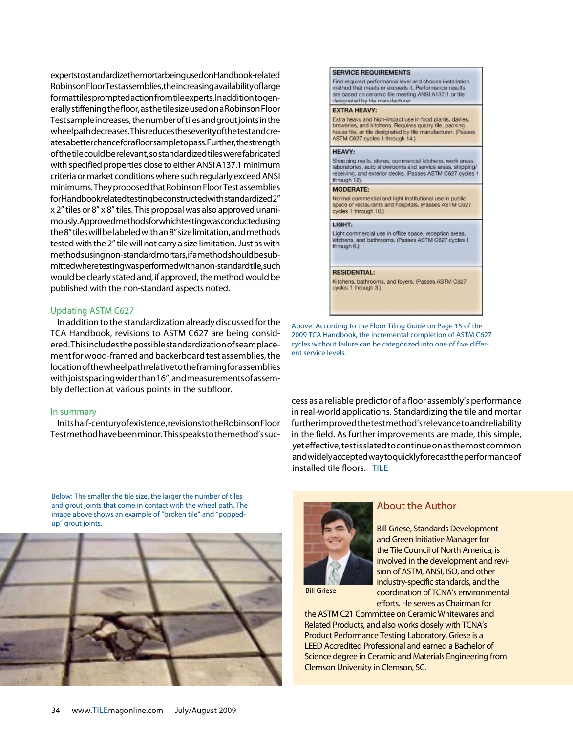experts to standardize the mortar being used on Handbook-related Robinson Floor Test assemblies, the increasing availability of large format tiles prompted action from tile experts. In addition to generally stiffening the floor, as the tile size used on a Robinson Floor Test sample increases, the number of tiles and grout joints in the wheel path decreases. This reduces the severity of the test and creates a better chance for a floor sample to pass. Further, the strength of the tile could be relevant, so standardized tiles were fabricated with specified properties close to either ANSI A137.1 minimum criteria or market conditions where such regularly exceed ANSI minimums. They proposed that Robinson Floor Test assemblies for Handbook related testing be constructed with standardized 2" x 2" tiles or 8" x 8" tiles. This proposal was also approved unanimously. Approved methods for which testing was conducted using the 8" tiles will be labeled with an 8" size limitation, and methods tested with the 2" tile will not carry a size limitation. Just as with methods using non-standard mortars, if a method should be submitted where testing was performed with a non-standard tile, such would be clearly stated and, if approved, the method would be published with the non-standard aspects noted.

## Updating ASTM C627

In addition to the standardization already discussed for the TCA Handbook, revisions to ASTM C627 are being considered. This includes the possible standardization of seam placement for wood-framed and backerboard test assemblies, the location of the wheel path relative to the framing for assemblies with joist spacing wider than 16", and measurements of assembly deflection at various points in the subfloor.

## In summary

In its half-century of existence, revisions to the Robinson Floor Test method have been minor. This speaks to the method's success as a reliable predictor of a floor assembly's performance in real-world applications. Standardizing the tile and mortar further improved the test method's relevance to and reliability in the field. As further improvements are made, this simple, yet effective, test is slated to continue on as the most common and widely accepted way to quickly forecast the performance of installed tile floors. TILE

| SERVICE REQUIREMENTS |
|---|
| Find required performance level and choose installation method that meets or exceeds it. Performance results are based on ceramic tile meeting ANSI A137.1 or tile designated by tile manufacturer. |
| **EXTRA HEAVY:** Extra heavy and high-impact use in food plants, dairies, breweries, and kitchens. Requires quarry tile, packing house tile, or tile designated by tile manufacturer. (Passes ASTM C627 cycles 1 through 14.) |
| **HEAVY:** Shopping malls, stores, commercial kitchens, work areas, laboratories, auto showrooms and service areas, shipping/receiving, and exterior decks. (Passes ASTM C627 cycles 1 through 12). |
| **MODERATE:** Normal commercial and light institutional use in public space of restaurants and hospitals. (Passes ASTM C627 cycles 1 through 10.) |
| **LIGHT:** Light commercial use in office space, reception areas, kitchens, and bathrooms. (Passes ASTM C627 cycles 1 through 6.) |
| **RESIDENTIAL:** Kitchens, bathrooms, and foyers. (Passes ASTM C627 cycles 1 through 3.) |

Above: According to the Floor Tiling Guide on Page 15 of the 2009 TCA Handbook, the incremental completion of ASTM C627 cycles without failure can be categorized into one of five different service levels.

Below: The smaller the tile size, the larger the number of tiles and grout joints that come in contact with the wheel path. The image above shows an example of "broken tile" and "popped-up" grout joints.

## About the Author

Bill Griese

Bill Griese, Standards Development and Green Initiative Manager for the Tile Council of North America, is involved in the development and revision of ASTM, ANSI, ISO, and other industry-specific standards, and the coordination of TCNA's environmental efforts. He serves as Chairman for the ASTM C21 Committee on Ceramic Whitewares and Related Products, and also works closely with TCNA's Product Performance Testing Laboratory. Griese is a LEED Accredited Professional and earned a Bachelor of Science degree in Ceramic and Materials Engineering from Clemson University in Clemson, SC.